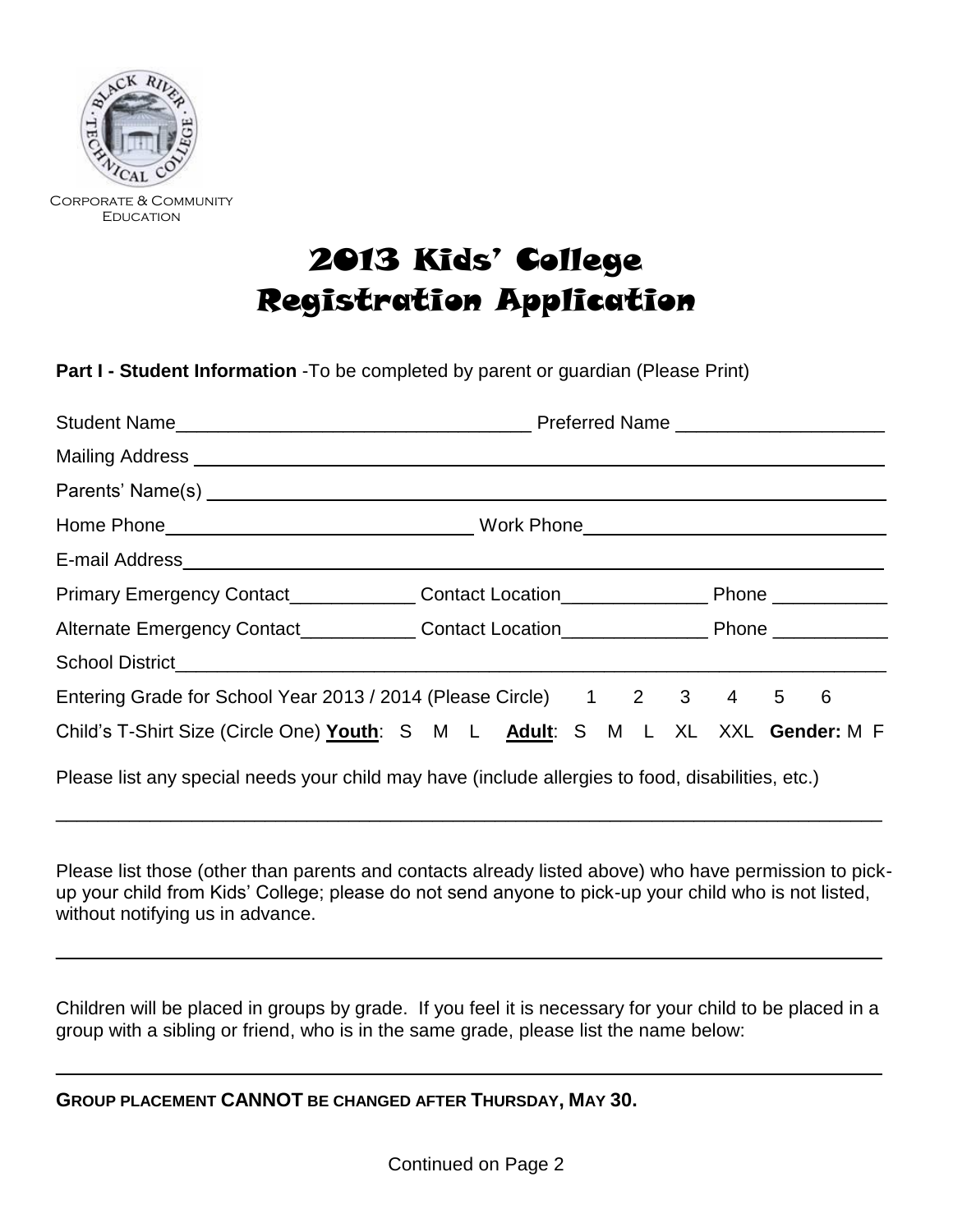Corporate & Community Education

# 2013 Kids' College Registration Application

**Part I - Student Information** -To be completed by parent or guardian (Please Print)

Student Name__________________________________ Preferred Name ____________________

Mailing Address ______________________________________________________________

Parents' Name(s) ______________________________________________________________

Home Phone______________________________ Work Phone______________________________

E-mail Address________________________________________________________________

Primary Emergency Contact____________ Contact Location______________ Phone ___________

Alternate Emergency Contact___________ Contact Location______________ Phone ___________

School District________________________________________________________________

Entering Grade for School Year 2013 / 2014 (Please Circle) 1 2 3 4 5 6

Child's T-Shirt Size (Circle One) **Youth**: S M L **Adult**: S M L XL XXL **Gender:** M F

Please list any special needs your child may have (include allergies to food, disabilities, etc.)

______________________________________________________________________________

Please list those (other than parents and contacts already listed above) who have permission to pick-up your child from Kids' College; please do not send anyone to pick-up your child who is not listed, without notifying us in advance.

______________________________________________________________________________

Children will be placed in groups by grade. If you feel it is necessary for your child to be placed in a group with a sibling or friend, who is in the same grade, please list the name below:

______________________________________________________________________________

**GROUP PLACEMENT CANNOT BE CHANGED AFTER THURSDAY, MAY 30.**

Continued on Page 2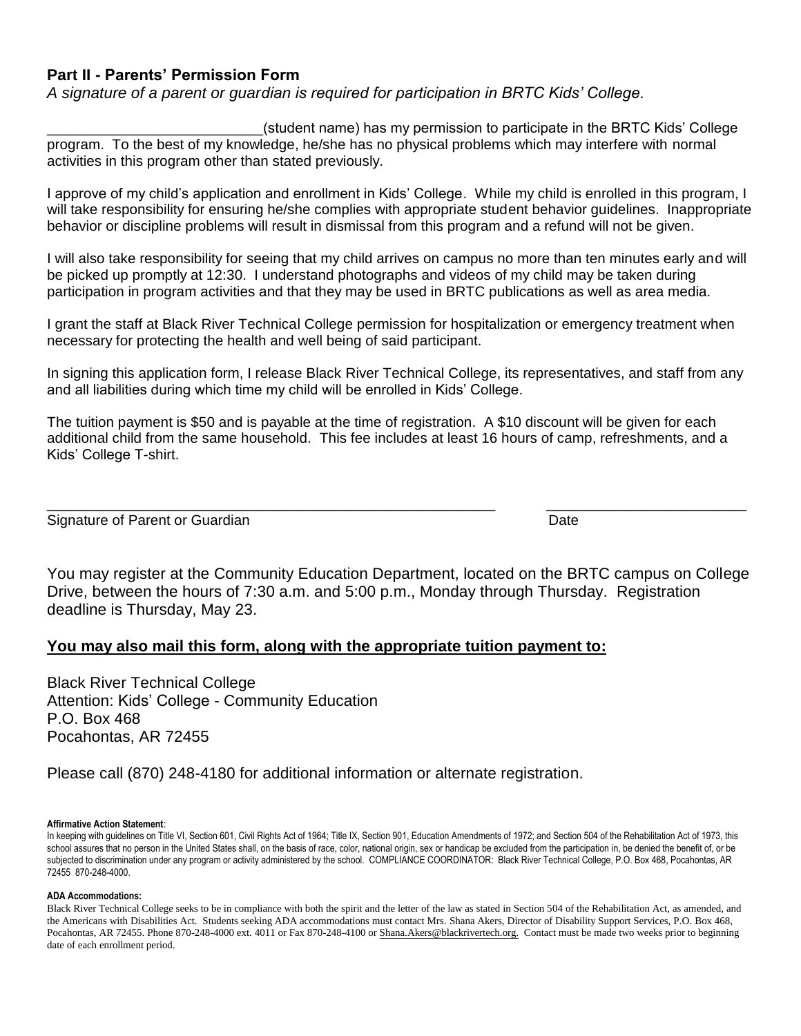## Part II - Parents' Permission Form

*A signature of a parent or guardian is required for participation in BRTC Kids' College.*

___________________________(student name) has my permission to participate in the BRTC Kids' College program. To the best of my knowledge, he/she has no physical problems which may interfere with normal activities in this program other than stated previously.

I approve of my child's application and enrollment in Kids' College. While my child is enrolled in this program, I will take responsibility for ensuring he/she complies with appropriate student behavior guidelines. Inappropriate behavior or discipline problems will result in dismissal from this program and a refund will not be given.

I will also take responsibility for seeing that my child arrives on campus no more than ten minutes early and will be picked up promptly at 12:30. I understand photographs and videos of my child may be taken during participation in program activities and that they may be used in BRTC publications as well as area media.

I grant the staff at Black River Technical College permission for hospitalization or emergency treatment when necessary for protecting the health and well being of said participant.

In signing this application form, I release Black River Technical College, its representatives, and staff from any and all liabilities during which time my child will be enrolled in Kids' College.

The tuition payment is $50 and is payable at the time of registration. A $10 discount will be given for each additional child from the same household. This fee includes at least 16 hours of camp, refreshments, and a Kids' College T-shirt.

___________________________________________________________ _________________________

Signature of Parent or Guardian Date

You may register at the Community Education Department, located on the BRTC campus on College Drive, between the hours of 7:30 a.m. and 5:00 p.m., Monday through Thursday. Registration deadline is Thursday, May 23.

**<u>You may also mail this form, along with the appropriate tuition payment to:</u>**

Black River Technical College
Attention: Kids' College - Community Education
P.O. Box 468
Pocahontas, AR 72455

Please call (870) 248-4180 for additional information or alternate registration.

**Affirmative Action Statement**:
In keeping with guidelines on Title VI, Section 601, Civil Rights Act of 1964; Title IX, Section 901, Education Amendments of 1972; and Section 504 of the Rehabilitation Act of 1973, this school assures that no person in the United States shall, on the basis of race, color, national origin, sex or handicap be excluded from the participation in, be denied the benefit of, or be subjected to discrimination under any program or activity administered by the school. COMPLIANCE COORDINATOR: Black River Technical College, P.O. Box 468, Pocahontas, AR 72455 870-248-4000.

**ADA Accommodations:**
Black River Technical College seeks to be in compliance with both the spirit and the letter of the law as stated in Section 504 of the Rehabilitation Act, as amended, and the Americans with Disabilities Act. Students seeking ADA accommodations must contact Mrs. Shana Akers, Director of Disability Support Services, P.O. Box 468, Pocahontas, AR 72455. Phone 870-248-4000 ext. 4011 or Fax 870-248-4100 or Shana.Akers@blackrivertech.org. Contact must be made two weeks prior to beginning date of each enrollment period.